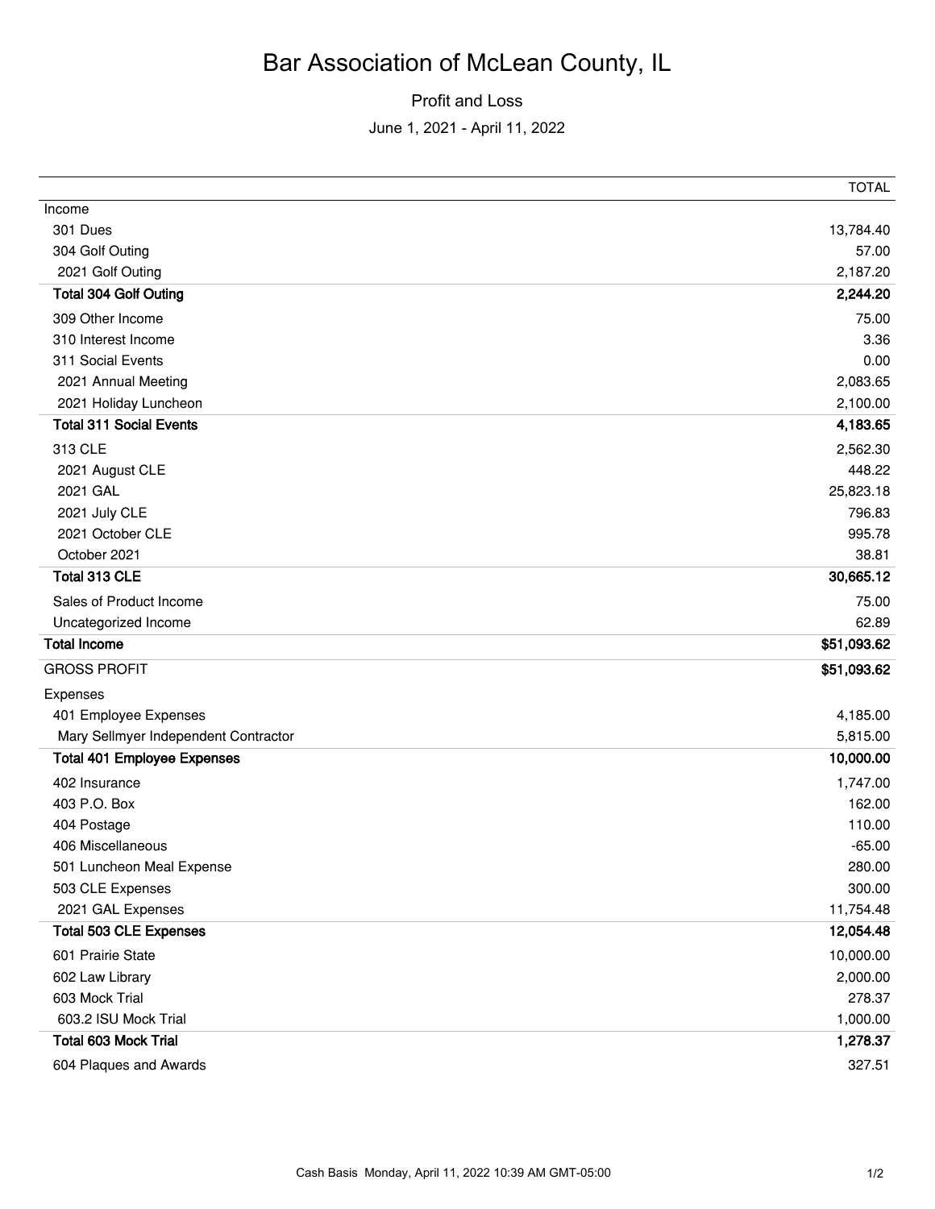# Bar Association of McLean County, IL

## Profit and Loss

June 1, 2021 - April 11, 2022

| | TOTAL |
|---|---|
| Income | |
| 301 Dues | 13,784.40 |
| 304 Golf Outing | 57.00 |
| 2021 Golf Outing | 2,187.20 |
| **Total 304 Golf Outing** | **2,244.20** |
| 309 Other Income | 75.00 |
| 310 Interest Income | 3.36 |
| 311 Social Events | 0.00 |
| 2021 Annual Meeting | 2,083.65 |
| 2021 Holiday Luncheon | 2,100.00 |
| **Total 311 Social Events** | **4,183.65** |
| 313 CLE | 2,562.30 |
| 2021 August CLE | 448.22 |
| 2021 GAL | 25,823.18 |
| 2021 July CLE | 796.83 |
| 2021 October CLE | 995.78 |
| October 2021 | 38.81 |
| **Total 313 CLE** | **30,665.12** |
| Sales of Product Income | 75.00 |
| Uncategorized Income | 62.89 |
| **Total Income** | **$51,093.62** |
| GROSS PROFIT | **$51,093.62** |
| Expenses | |
| 401 Employee Expenses | 4,185.00 |
| Mary Sellmyer Independent Contractor | 5,815.00 |
| **Total 401 Employee Expenses** | **10,000.00** |
| 402 Insurance | 1,747.00 |
| 403 P.O. Box | 162.00 |
| 404 Postage | 110.00 |
| 406 Miscellaneous | -65.00 |
| 501 Luncheon Meal Expense | 280.00 |
| 503 CLE Expenses | 300.00 |
| 2021 GAL Expenses | 11,754.48 |
| **Total 503 CLE Expenses** | **12,054.48** |
| 601 Prairie State | 10,000.00 |
| 602 Law Library | 2,000.00 |
| 603 Mock Trial | 278.37 |
| 603.2 ISU Mock Trial | 1,000.00 |
| **Total 603 Mock Trial** | **1,278.37** |
| 604 Plaques and Awards | 327.51 |

Cash Basis Monday, April 11, 2022 10:39 AM GMT-05:00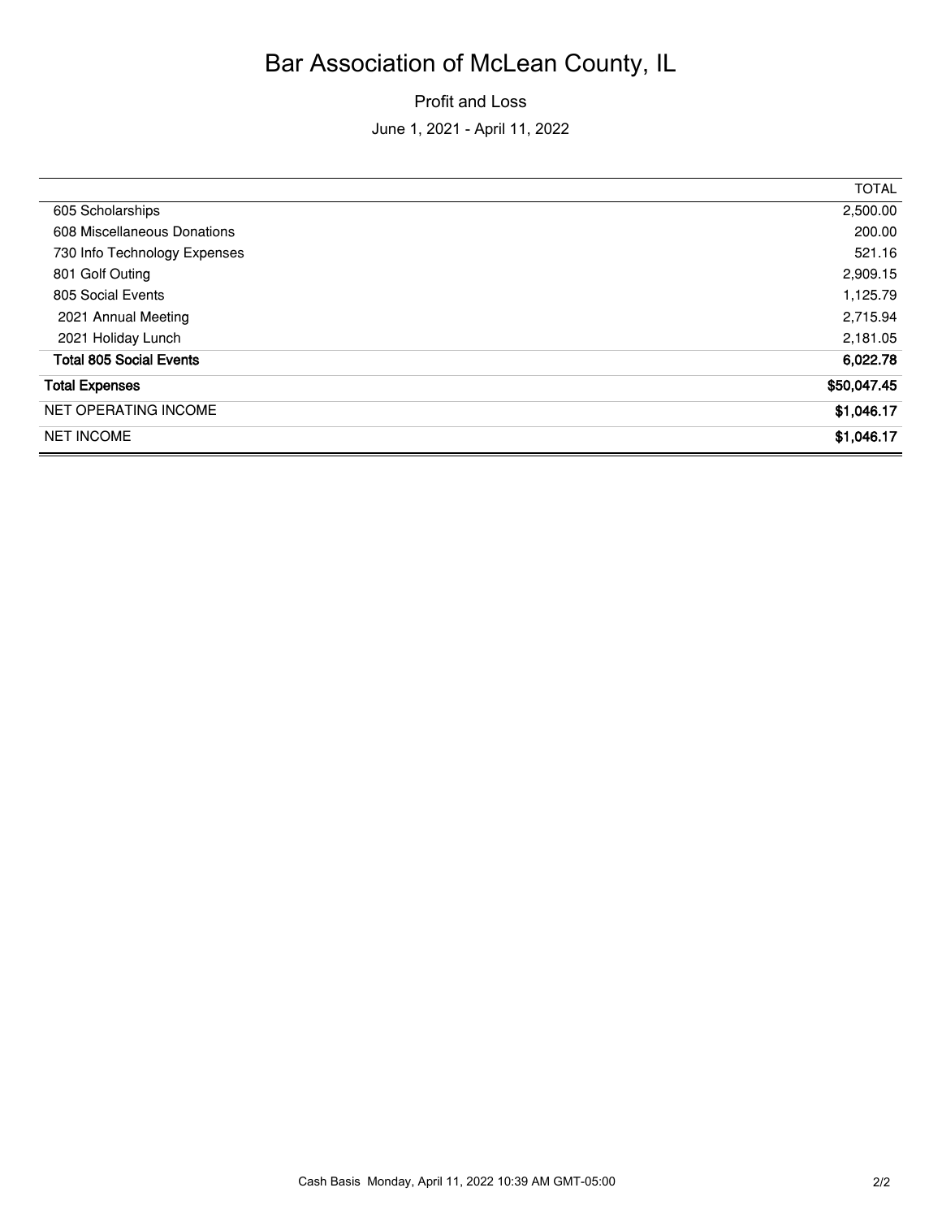# Bar Association of McLean County, IL

Profit and Loss

June 1, 2021 - April 11, 2022

| | TOTAL |
|---|---|
| 605 Scholarships | 2,500.00 |
| 608 Miscellaneous Donations | 200.00 |
| 730 Info Technology Expenses | 521.16 |
| 801 Golf Outing | 2,909.15 |
| 805 Social Events | 1,125.79 |
| 2021 Annual Meeting | 2,715.94 |
| 2021 Holiday Lunch | 2,181.05 |
| **Total 805 Social Events** | **6,022.78** |
| **Total Expenses** | **$50,047.45** |
| NET OPERATING INCOME | **$1,046.17** |
| NET INCOME | **$1,046.17** |

Cash Basis Monday, April 11, 2022 10:39 AM GMT-05:00